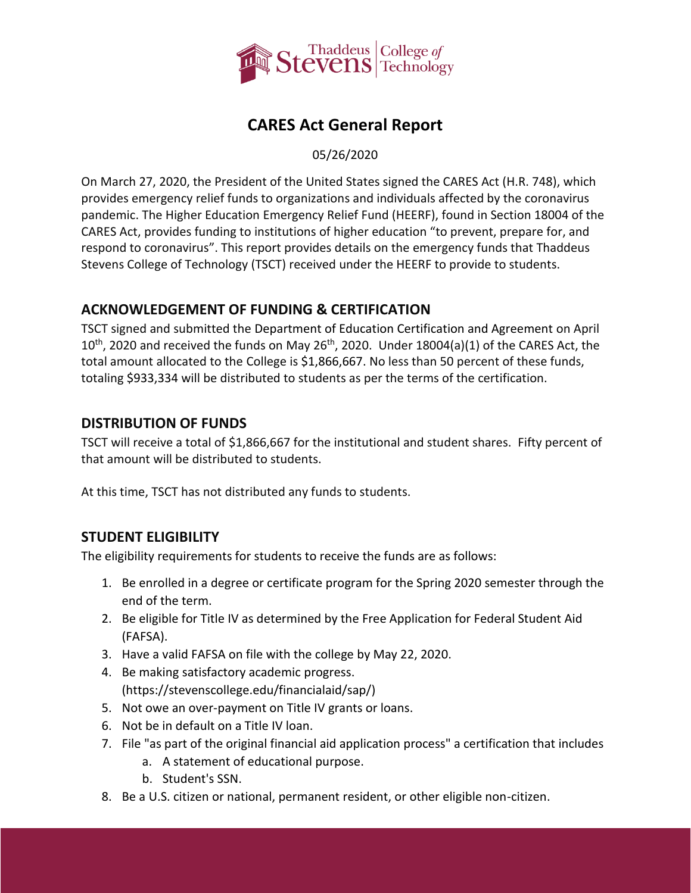# CARES Act General Report

05/26/2020

On March 27, 2020, the President of the United States signed the CARES Act (H.R. 748), which provides emergency relief funds to organizations and individuals affected by the coronavirus pandemic. The Higher Education Emergency Relief Fund (HEERF), found in Section 18004 of the CARES Act, provides funding to institutions of higher education "to prevent, prepare for, and respond to coronavirus". This report provides details on the emergency funds that Thaddeus Stevens College of Technology (TSCT) received under the HEERF to provide to students.

## ACKNOWLEDGEMENT OF FUNDING & CERTIFICATION

TSCT signed and submitted the Department of Education Certification and Agreement on April 10th, 2020 and received the funds on May 26th, 2020. Under 18004(a)(1) of the CARES Act, the total amount allocated to the College is $1,866,667. No less than 50 percent of these funds, totaling $933,334 will be distributed to students as per the terms of the certification.

## DISTRIBUTION OF FUNDS

TSCT will receive a total of $1,866,667 for the institutional and student shares. Fifty percent of that amount will be distributed to students.

At this time, TSCT has not distributed any funds to students.

## STUDENT ELIGIBILITY

The eligibility requirements for students to receive the funds are as follows:

1. Be enrolled in a degree or certificate program for the Spring 2020 semester through the end of the term.
2. Be eligible for Title IV as determined by the Free Application for Federal Student Aid (FAFSA).
3. Have a valid FAFSA on file with the college by May 22, 2020.
4. Be making satisfactory academic progress. (https://stevenscollege.edu/financialaid/sap/)
5. Not owe an over-payment on Title IV grants or loans.
6. Not be in default on a Title IV loan.
7. File "as part of the original financial aid application process" a certification that includes
   a. A statement of educational purpose.
   b. Student's SSN.
8. Be a U.S. citizen or national, permanent resident, or other eligible non-citizen.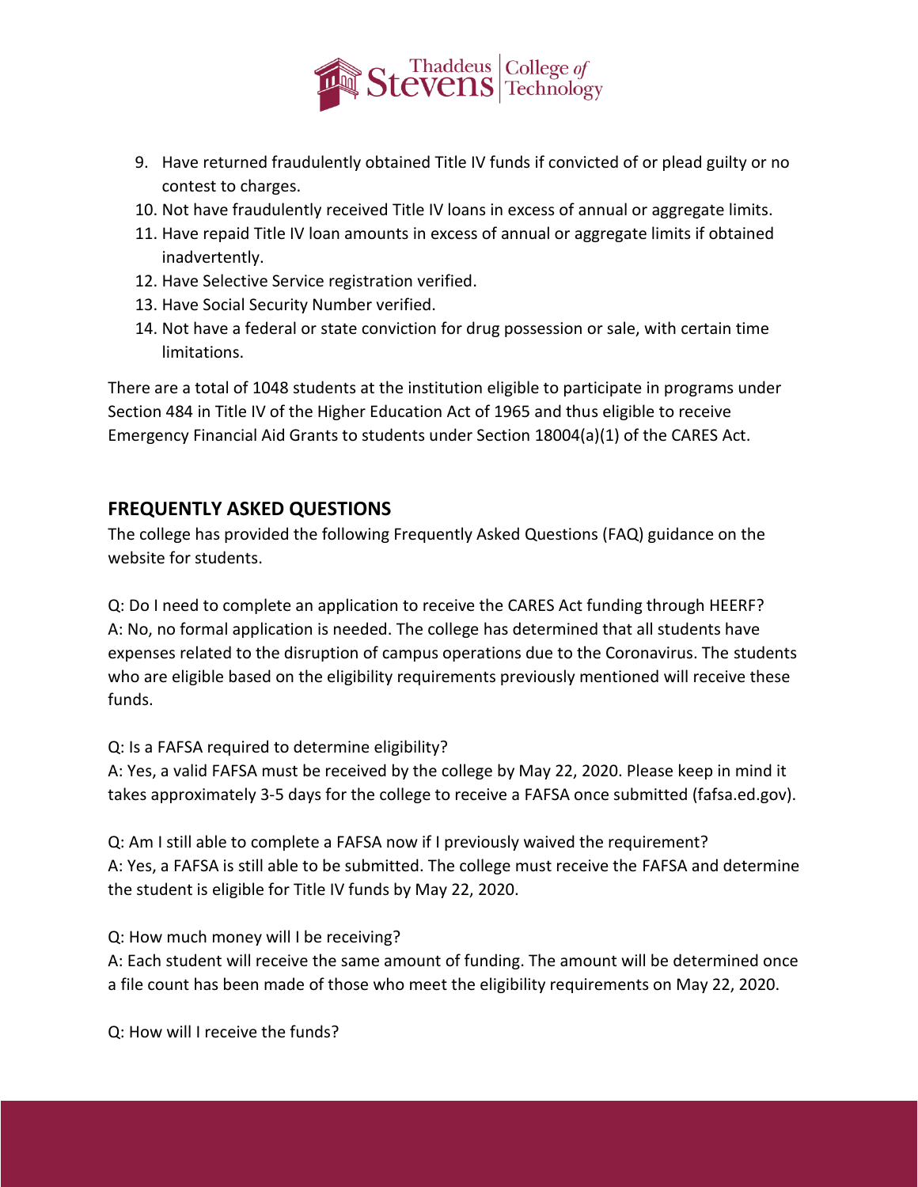9. Have returned fraudulently obtained Title IV funds if convicted of or plead guilty or no contest to charges.
10. Not have fraudulently received Title IV loans in excess of annual or aggregate limits.
11. Have repaid Title IV loan amounts in excess of annual or aggregate limits if obtained inadvertently.
12. Have Selective Service registration verified.
13. Have Social Security Number verified.
14. Not have a federal or state conviction for drug possession or sale, with certain time limitations.

There are a total of 1048 students at the institution eligible to participate in programs under Section 484 in Title IV of the Higher Education Act of 1965 and thus eligible to receive Emergency Financial Aid Grants to students under Section 18004(a)(1) of the CARES Act.

## FREQUENTLY ASKED QUESTIONS

The college has provided the following Frequently Asked Questions (FAQ) guidance on the website for students.

Q: Do I need to complete an application to receive the CARES Act funding through HEERF?
A: No, no formal application is needed. The college has determined that all students have expenses related to the disruption of campus operations due to the Coronavirus. The students who are eligible based on the eligibility requirements previously mentioned will receive these funds.

Q: Is a FAFSA required to determine eligibility?
A: Yes, a valid FAFSA must be received by the college by May 22, 2020. Please keep in mind it takes approximately 3-5 days for the college to receive a FAFSA once submitted (fafsa.ed.gov).

Q: Am I still able to complete a FAFSA now if I previously waived the requirement?
A: Yes, a FAFSA is still able to be submitted. The college must receive the FAFSA and determine the student is eligible for Title IV funds by May 22, 2020.

Q: How much money will I be receiving?
A: Each student will receive the same amount of funding. The amount will be determined once a file count has been made of those who meet the eligibility requirements on May 22, 2020.

Q: How will I receive the funds?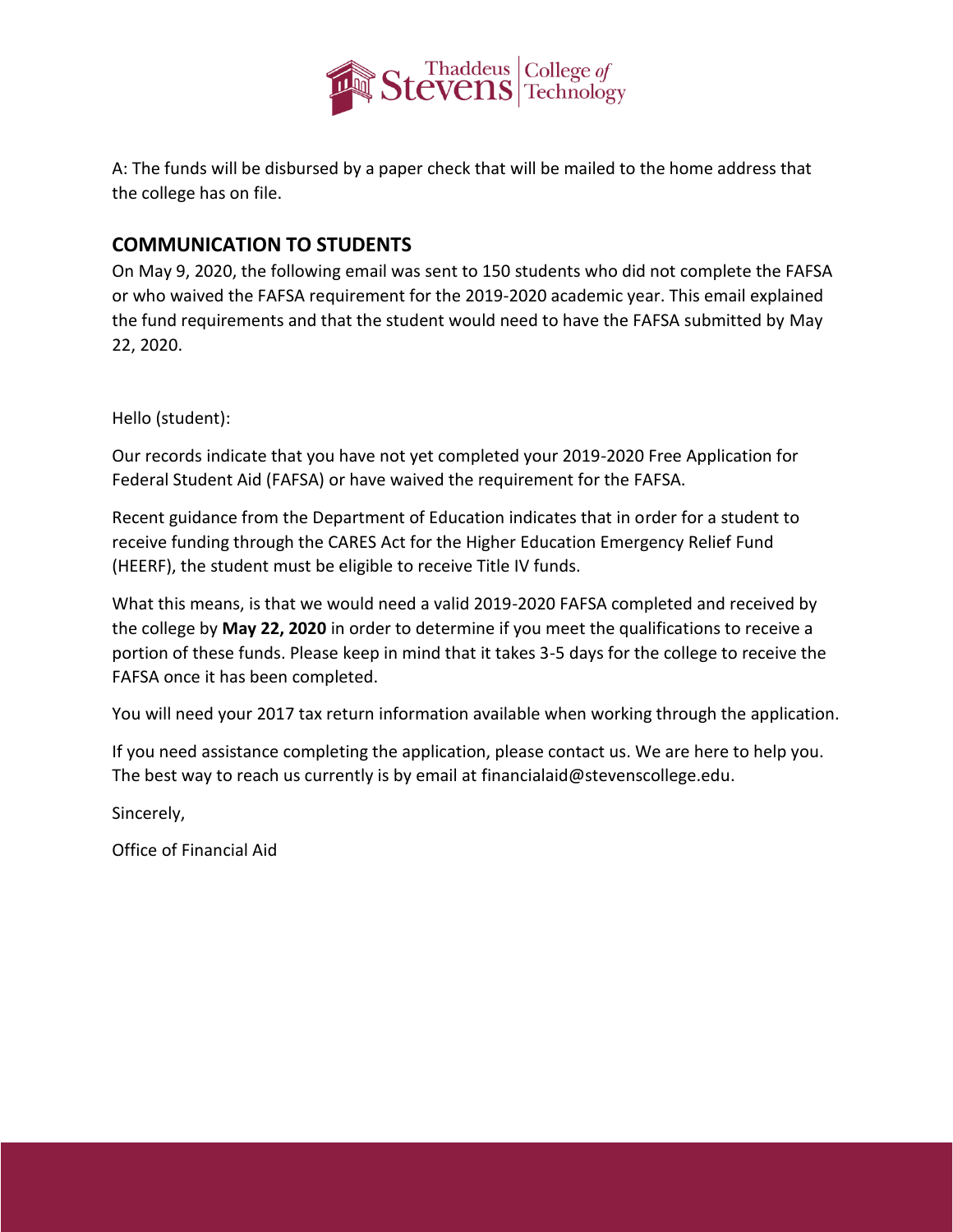A: The funds will be disbursed by a paper check that will be mailed to the home address that the college has on file.

## COMMUNICATION TO STUDENTS

On May 9, 2020, the following email was sent to 150 students who did not complete the FAFSA or who waived the FAFSA requirement for the 2019-2020 academic year. This email explained the fund requirements and that the student would need to have the FAFSA submitted by May 22, 2020.

Hello (student):

Our records indicate that you have not yet completed your 2019-2020 Free Application for Federal Student Aid (FAFSA) or have waived the requirement for the FAFSA.

Recent guidance from the Department of Education indicates that in order for a student to receive funding through the CARES Act for the Higher Education Emergency Relief Fund (HEERF), the student must be eligible to receive Title IV funds.

What this means, is that we would need a valid 2019-2020 FAFSA completed and received by the college by **May 22, 2020** in order to determine if you meet the qualifications to receive a portion of these funds. Please keep in mind that it takes 3-5 days for the college to receive the FAFSA once it has been completed.

You will need your 2017 tax return information available when working through the application.

If you need assistance completing the application, please contact us. We are here to help you. The best way to reach us currently is by email at financialaid@stevenscollege.edu.

Sincerely,

Office of Financial Aid